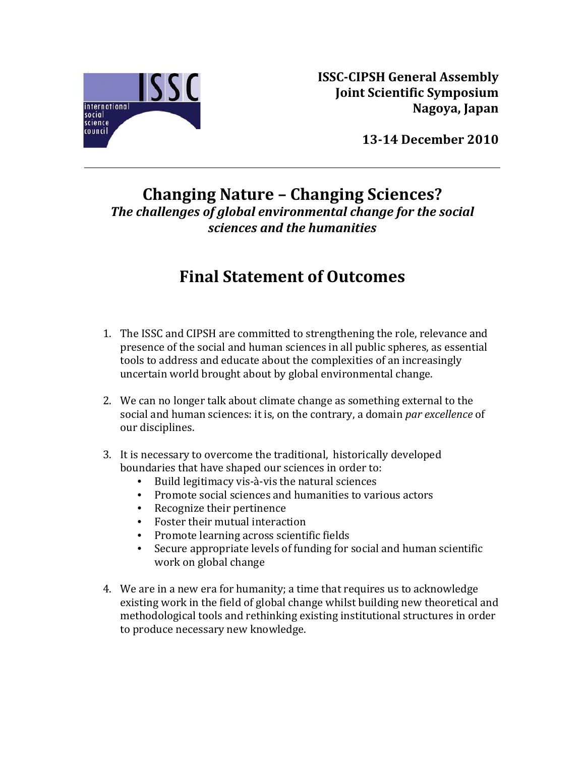**ISSC-CIPSH General Assembly**
**Joint Scientific Symposium**
**Nagoya, Japan**

**13-14 December 2010**

---

# Changing Nature – Changing Sciences?

***The challenges of global environmental change for the social sciences and the humanities***

## Final Statement of Outcomes

1. The ISSC and CIPSH are committed to strengthening the role, relevance and presence of the social and human sciences in all public spheres, as essential tools to address and educate about the complexities of an increasingly uncertain world brought about by global environmental change.

2. We can no longer talk about climate change as something external to the social and human sciences: it is, on the contrary, a domain *par excellence* of our disciplines.

3. It is necessary to overcome the traditional, historically developed boundaries that have shaped our sciences in order to:
   - Build legitimacy vis-à-vis the natural sciences
   - Promote social sciences and humanities to various actors
   - Recognize their pertinence
   - Foster their mutual interaction
   - Promote learning across scientific fields
   - Secure appropriate levels of funding for social and human scientific work on global change

4. We are in a new era for humanity; a time that requires us to acknowledge existing work in the field of global change whilst building new theoretical and methodological tools and rethinking existing institutional structures in order to produce necessary new knowledge.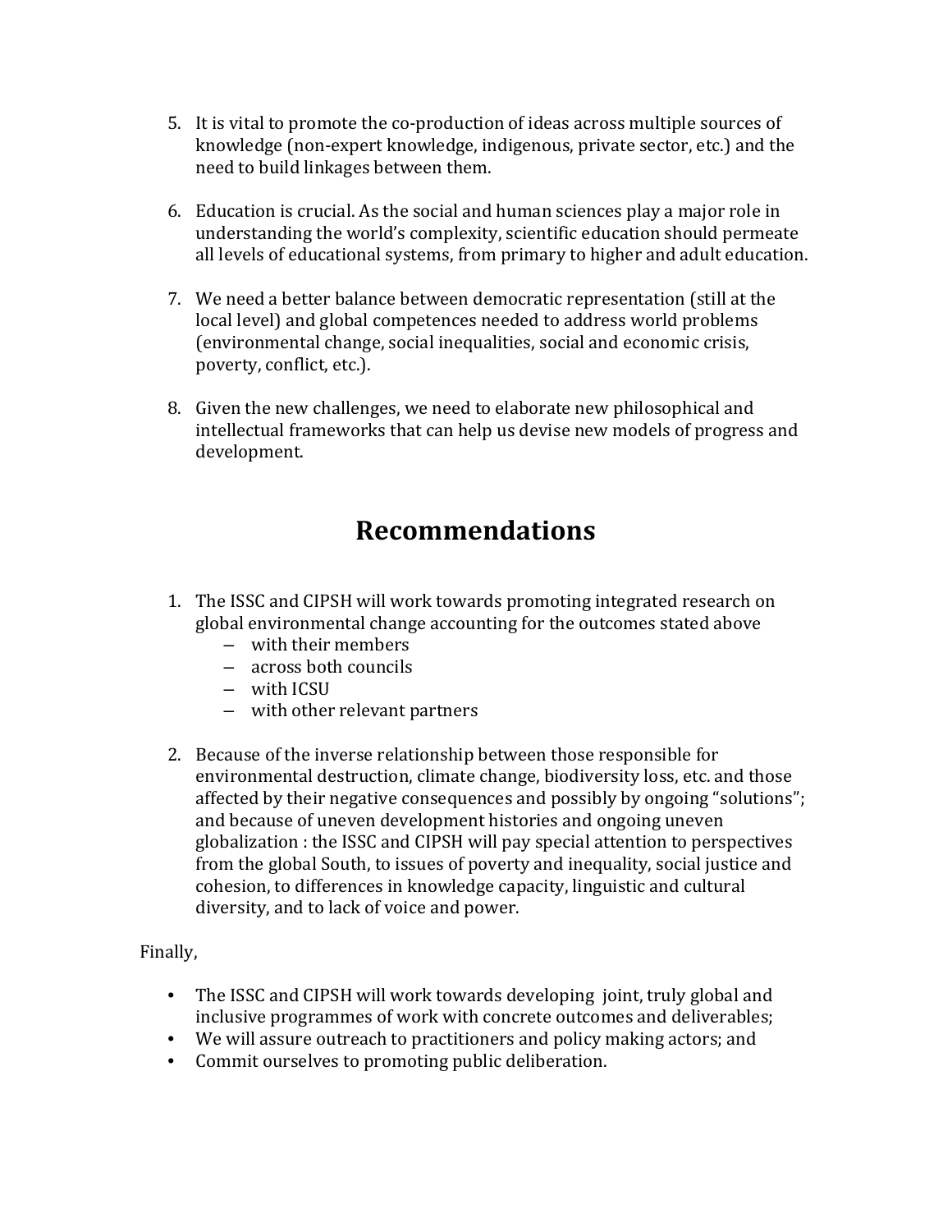5. It is vital to promote the co-production of ideas across multiple sources of knowledge (non-expert knowledge, indigenous, private sector, etc.) and the need to build linkages between them.

6. Education is crucial. As the social and human sciences play a major role in understanding the world's complexity, scientific education should permeate all levels of educational systems, from primary to higher and adult education.

7. We need a better balance between democratic representation (still at the local level) and global competences needed to address world problems (environmental change, social inequalities, social and economic crisis, poverty, conflict, etc.).

8. Given the new challenges, we need to elaborate new philosophical and intellectual frameworks that can help us devise new models of progress and development.

# Recommendations

1. The ISSC and CIPSH will work towards promoting integrated research on global environmental change accounting for the outcomes stated above
   - with their members
   - across both councils
   - with ICSU
   - with other relevant partners

2. Because of the inverse relationship between those responsible for environmental destruction, climate change, biodiversity loss, etc. and those affected by their negative consequences and possibly by ongoing "solutions"; and because of uneven development histories and ongoing uneven globalization : the ISSC and CIPSH will pay special attention to perspectives from the global South, to issues of poverty and inequality, social justice and cohesion, to differences in knowledge capacity, linguistic and cultural diversity, and to lack of voice and power.

Finally,

- The ISSC and CIPSH will work towards developing joint, truly global and inclusive programmes of work with concrete outcomes and deliverables;
- We will assure outreach to practitioners and policy making actors; and
- Commit ourselves to promoting public deliberation.